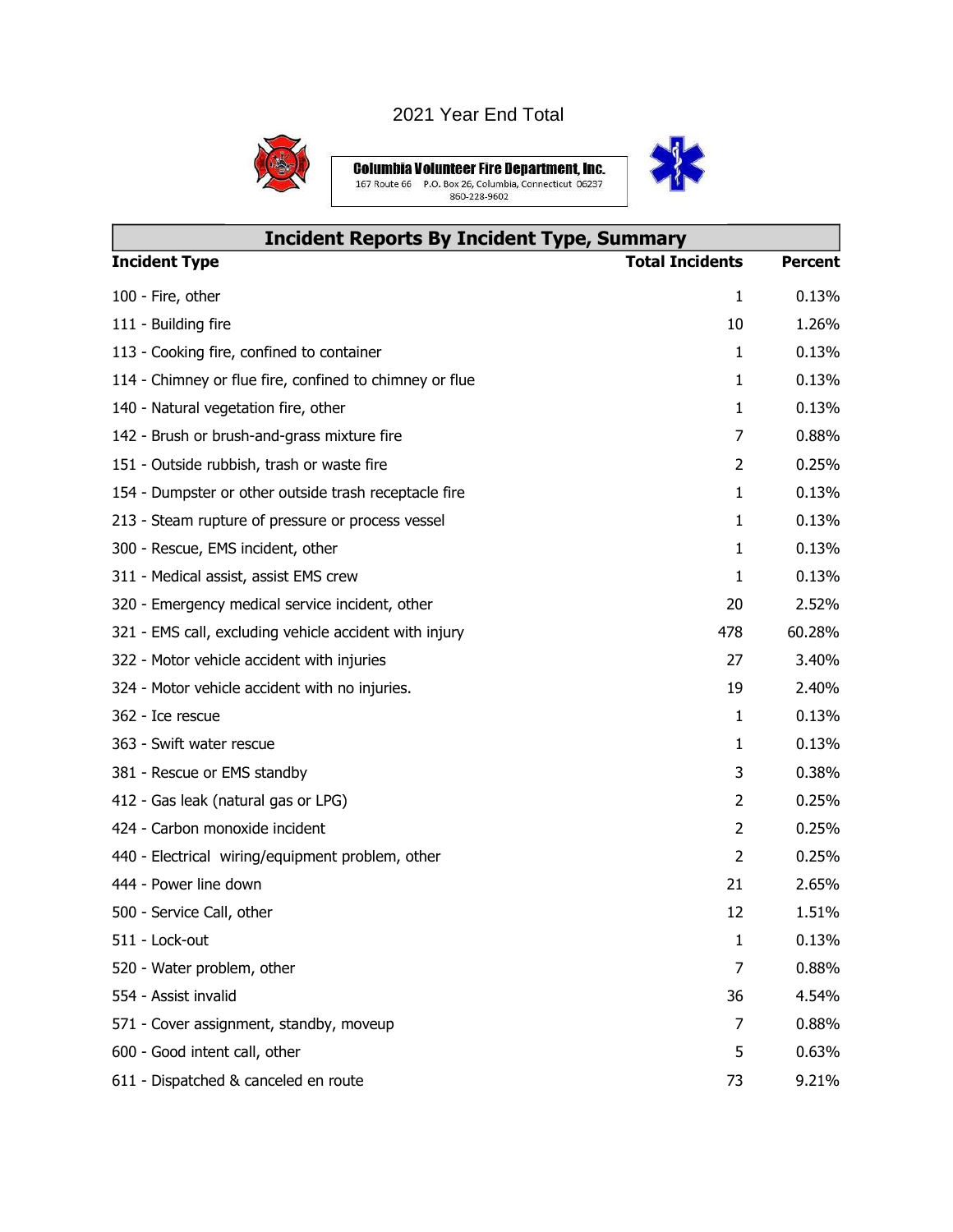2021 Year End Total

**Columbia Volunteer Fire Department, Inc.**
167 Route 66 P.O. Box 26, Columbia, Connecticut 06237
860-228-9602

## Incident Reports By Incident Type, Summary

| Incident Type | Total Incidents | Percent |
|---|---|---|
| 100 - Fire, other | 1 | 0.13% |
| 111 - Building fire | 10 | 1.26% |
| 113 - Cooking fire, confined to container | 1 | 0.13% |
| 114 - Chimney or flue fire, confined to chimney or flue | 1 | 0.13% |
| 140 - Natural vegetation fire, other | 1 | 0.13% |
| 142 - Brush or brush-and-grass mixture fire | 7 | 0.88% |
| 151 - Outside rubbish, trash or waste fire | 2 | 0.25% |
| 154 - Dumpster or other outside trash receptacle fire | 1 | 0.13% |
| 213 - Steam rupture of pressure or process vessel | 1 | 0.13% |
| 300 - Rescue, EMS incident, other | 1 | 0.13% |
| 311 - Medical assist, assist EMS crew | 1 | 0.13% |
| 320 - Emergency medical service incident, other | 20 | 2.52% |
| 321 - EMS call, excluding vehicle accident with injury | 478 | 60.28% |
| 322 - Motor vehicle accident with injuries | 27 | 3.40% |
| 324 - Motor vehicle accident with no injuries. | 19 | 2.40% |
| 362 - Ice rescue | 1 | 0.13% |
| 363 - Swift water rescue | 1 | 0.13% |
| 381 - Rescue or EMS standby | 3 | 0.38% |
| 412 - Gas leak (natural gas or LPG) | 2 | 0.25% |
| 424 - Carbon monoxide incident | 2 | 0.25% |
| 440 - Electrical wiring/equipment problem, other | 2 | 0.25% |
| 444 - Power line down | 21 | 2.65% |
| 500 - Service Call, other | 12 | 1.51% |
| 511 - Lock-out | 1 | 0.13% |
| 520 - Water problem, other | 7 | 0.88% |
| 554 - Assist invalid | 36 | 4.54% |
| 571 - Cover assignment, standby, moveup | 7 | 0.88% |
| 600 - Good intent call, other | 5 | 0.63% |
| 611 - Dispatched & canceled en route | 73 | 9.21% |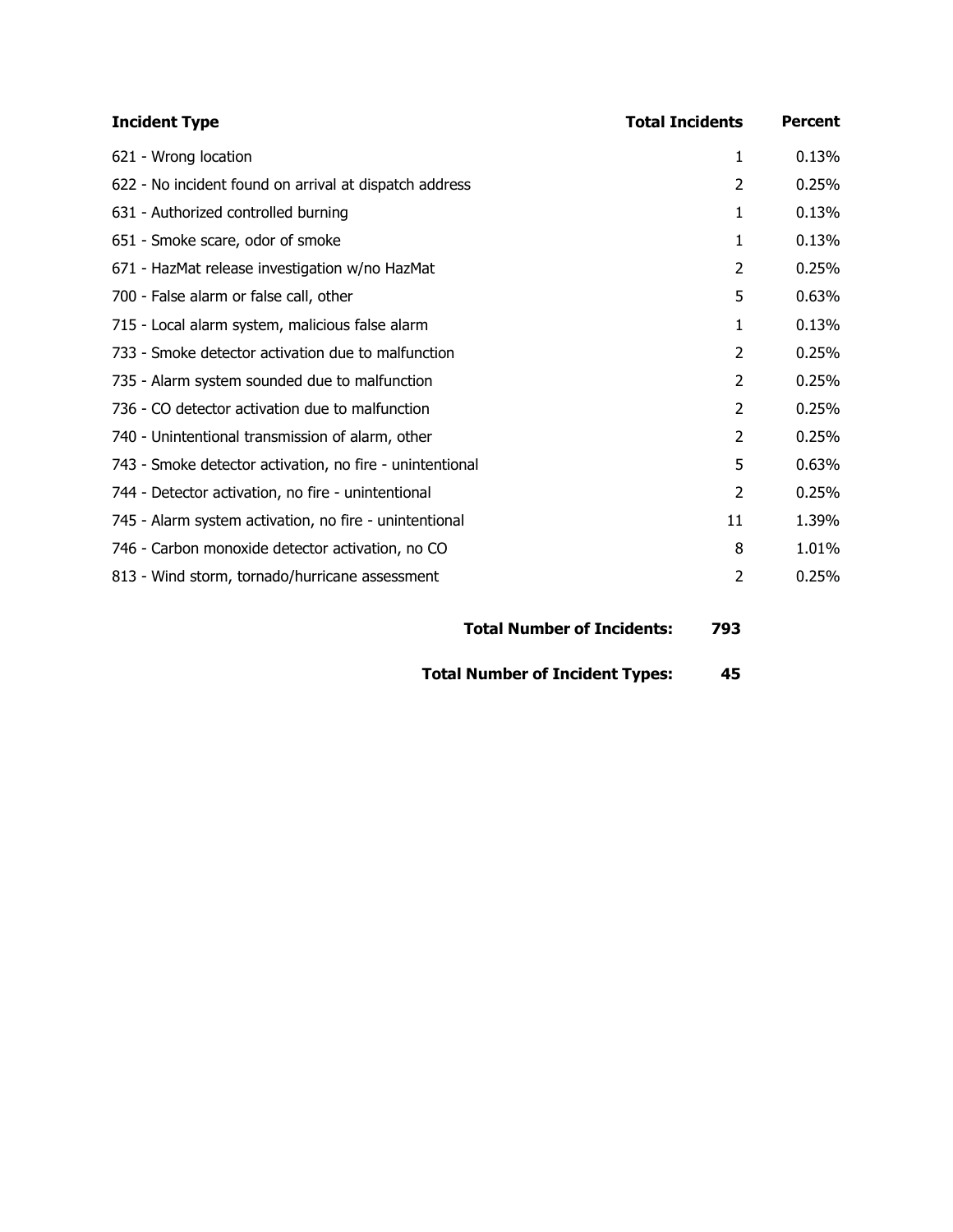| Incident Type | Total Incidents | Percent |
|---|---|---|
| 621 - Wrong location | 1 | 0.13% |
| 622 - No incident found on arrival at dispatch address | 2 | 0.25% |
| 631 - Authorized controlled burning | 1 | 0.13% |
| 651 - Smoke scare, odor of smoke | 1 | 0.13% |
| 671 - HazMat release investigation w/no HazMat | 2 | 0.25% |
| 700 - False alarm or false call, other | 5 | 0.63% |
| 715 - Local alarm system, malicious false alarm | 1 | 0.13% |
| 733 - Smoke detector activation due to malfunction | 2 | 0.25% |
| 735 - Alarm system sounded due to malfunction | 2 | 0.25% |
| 736 - CO detector activation due to malfunction | 2 | 0.25% |
| 740 - Unintentional transmission of alarm, other | 2 | 0.25% |
| 743 - Smoke detector activation, no fire - unintentional | 5 | 0.63% |
| 744 - Detector activation, no fire - unintentional | 2 | 0.25% |
| 745 - Alarm system activation, no fire - unintentional | 11 | 1.39% |
| 746 - Carbon monoxide detector activation, no CO | 8 | 1.01% |
| 813 - Wind storm, tornado/hurricane assessment | 2 | 0.25% |

**Total Number of Incidents: 793**

**Total Number of Incident Types: 45**